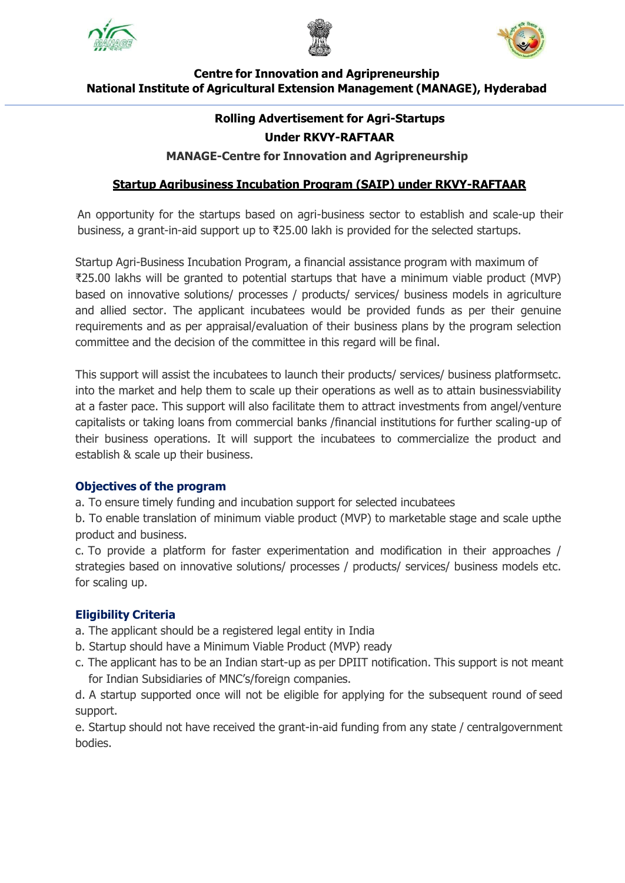**Centre for Innovation and Agripreneurship**
**National Institute of Agricultural Extension Management (MANAGE), Hyderabad**

# Rolling Advertisement for Agri-Startups Under RKVY-RAFTAAR

## MANAGE-Centre for Innovation and Agripreneurship

### Startup Agribusiness Incubation Program (SAIP) under RKVY-RAFTAAR

An opportunity for the startups based on agri-business sector to establish and scale-up their business, a grant-in-aid support up to ₹25.00 lakh is provided for the selected startups.

Startup Agri-Business Incubation Program, a financial assistance program with maximum of ₹25.00 lakhs will be granted to potential startups that have a minimum viable product (MVP) based on innovative solutions/ processes / products/ services/ business models in agriculture and allied sector. The applicant incubatees would be provided funds as per their genuine requirements and as per appraisal/evaluation of their business plans by the program selection committee and the decision of the committee in this regard will be final.

This support will assist the incubatees to launch their products/ services/ business platformsetc. into the market and help them to scale up their operations as well as to attain businessviability at a faster pace. This support will also facilitate them to attract investments from angel/venture capitalists or taking loans from commercial banks /financial institutions for further scaling-up of their business operations. It will support the incubatees to commercialize the product and establish & scale up their business.

### Objectives of the program

a. To ensure timely funding and incubation support for selected incubatees

b. To enable translation of minimum viable product (MVP) to marketable stage and scale upthe product and business.

c. To provide a platform for faster experimentation and modification in their approaches / strategies based on innovative solutions/ processes / products/ services/ business models etc. for scaling up.

### Eligibility Criteria

a. The applicant should be a registered legal entity in India

b. Startup should have a Minimum Viable Product (MVP) ready

c. The applicant has to be an Indian start-up as per DPIIT notification. This support is not meant for Indian Subsidiaries of MNC's/foreign companies.

d. A startup supported once will not be eligible for applying for the subsequent round of seed support.

e. Startup should not have received the grant-in-aid funding from any state / centralgovernment bodies.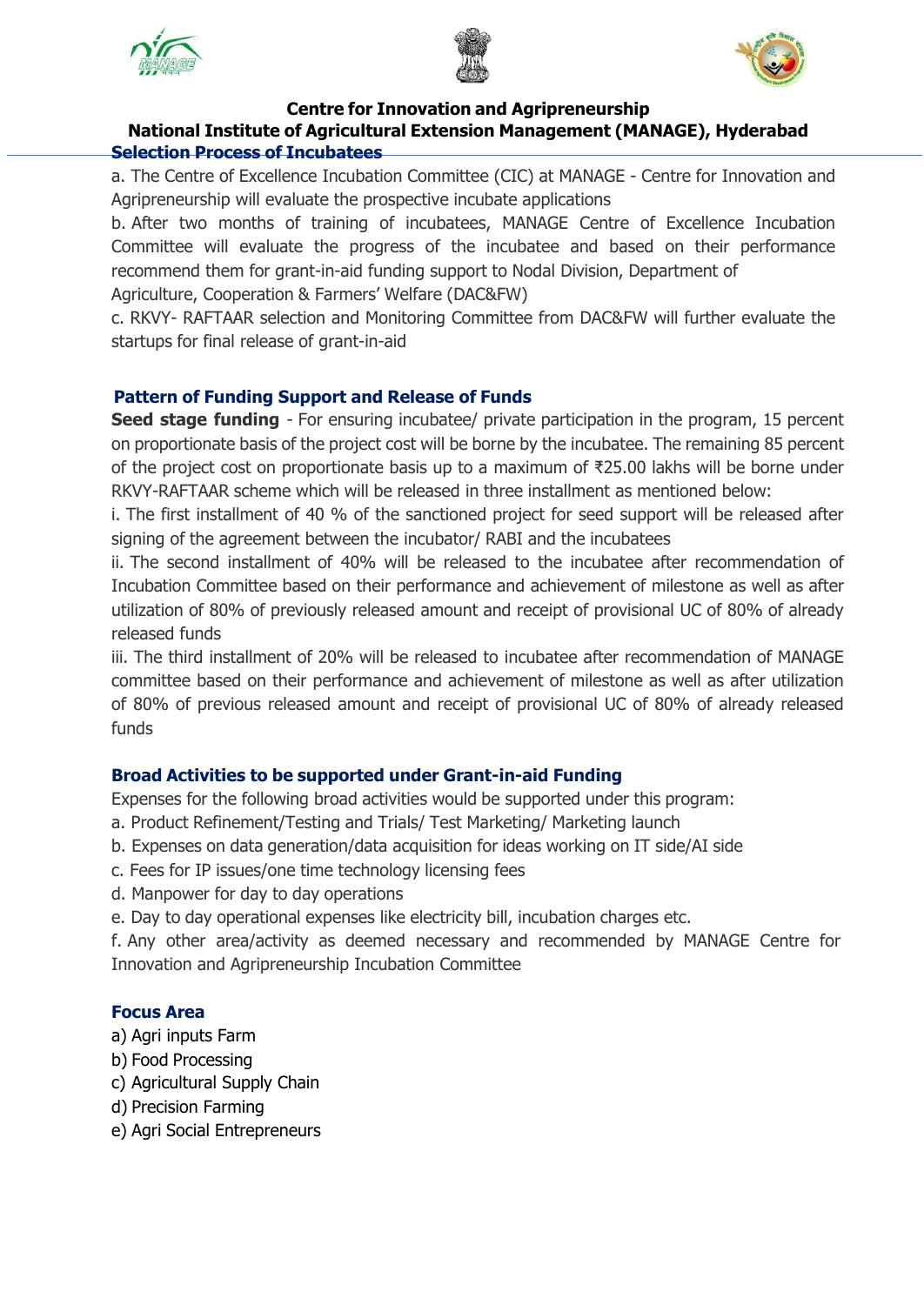**Centre for Innovation and Agripreneurship**

**National Institute of Agricultural Extension Management (MANAGE), Hyderabad**

## Selection Process of Incubatees

a. The Centre of Excellence Incubation Committee (CIC) at MANAGE - Centre for Innovation and Agripreneurship will evaluate the prospective incubate applications

b. After two months of training of incubatees, MANAGE Centre of Excellence Incubation Committee will evaluate the progress of the incubatee and based on their performance recommend them for grant-in-aid funding support to Nodal Division, Department of Agriculture, Cooperation & Farmers' Welfare (DAC&FW)

c. RKVY- RAFTAAR selection and Monitoring Committee from DAC&FW will further evaluate the startups for final release of grant-in-aid

## Pattern of Funding Support and Release of Funds

**Seed stage funding** - For ensuring incubatee/ private participation in the program, 15 percent on proportionate basis of the project cost will be borne by the incubatee. The remaing 85 percent of the project cost on proportionate basis up to a maximum of ₹25.00 lakhs will be borne under RKVY-RAFTAAR scheme which will be released in three installment as mentioned below:

i. The first installment of 40 % of the sanctioned project for seed support will be released after signing of the agreement between the incubator/ RABI and the incubatees

ii. The second installment of 40% will be released to the incubatee after recommendation of Incubation Committee based on their performance and achievement of milestone as well as after utilization of 80% of previously released amount and receipt of provisional UC of 80% of already released funds

iii. The third installment of 20% will be released to incubatee after recommendation of MANAGE committee based on their performance and achievement of milestone as well as after utilization of 80% of previous released amount and receipt of provisional UC of 80% of already released funds

## Broad Activities to be supported under Grant-in-aid Funding

Expenses for the following broad activities would be supported under this program:

a. Product Refinement/Testing and Trials/ Test Marketing/ Marketing launch

b. Expenses on data generation/data acquisition for ideas working on IT side/AI side

c. Fees for IP issues/one time technology licensing fees

d. Manpower for day to day operations

e. Day to day operational expenses like electricity bill, incubation charges etc.

f. Any other area/activity as deemed necessary and recommended by MANAGE Centre for Innovation and Agripreneurship Incubation Committee

## Focus Area

a) Agri inputs Farm

b) Food Processing

c) Agricultural Supply Chain

d) Precision Farming

e) Agri Social Entrepreneurs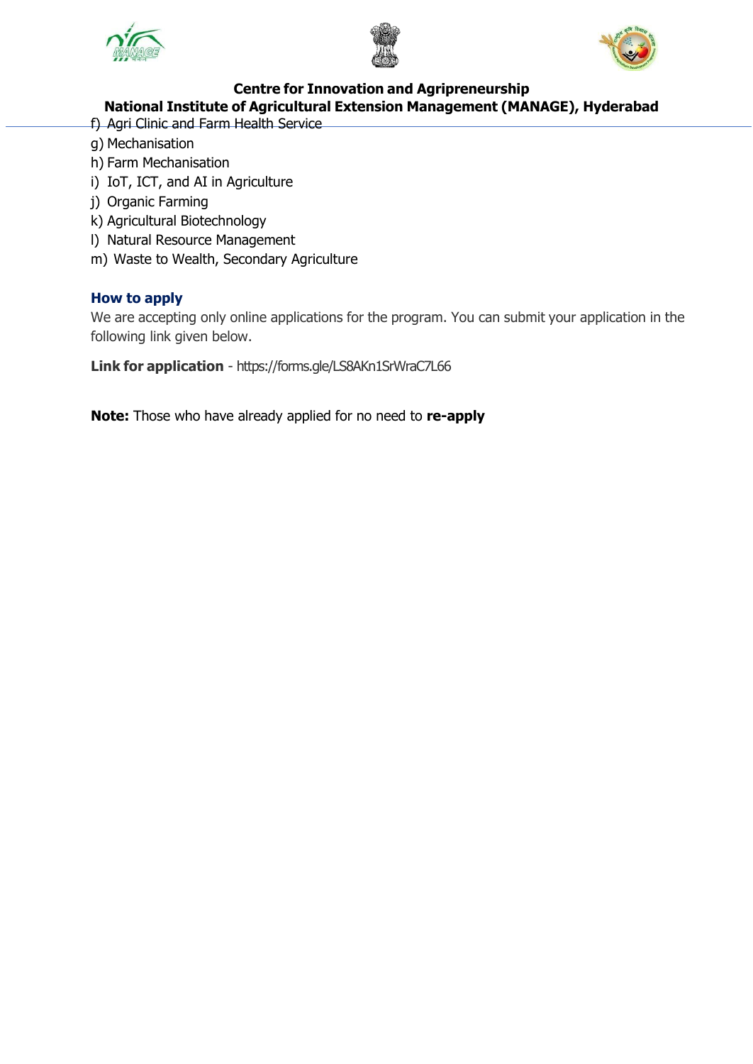f) Agri Clinic and Farm Health Service

g) Mechanisation

h) Farm Mechanisation

i) IoT, ICT, and AI in Agriculture

j) Organic Farming

k) Agricultural Biotechnology

l) Natural Resource Management

m) Waste to Wealth, Secondary Agriculture

### How to apply

We are accepting only online applications for the program. You can submit your application in the following link given below.

**Link for application** - https://forms.gle/LS8AKn1SrWraC7L66

**Note:** Those who have already applied for no need to **re-apply**